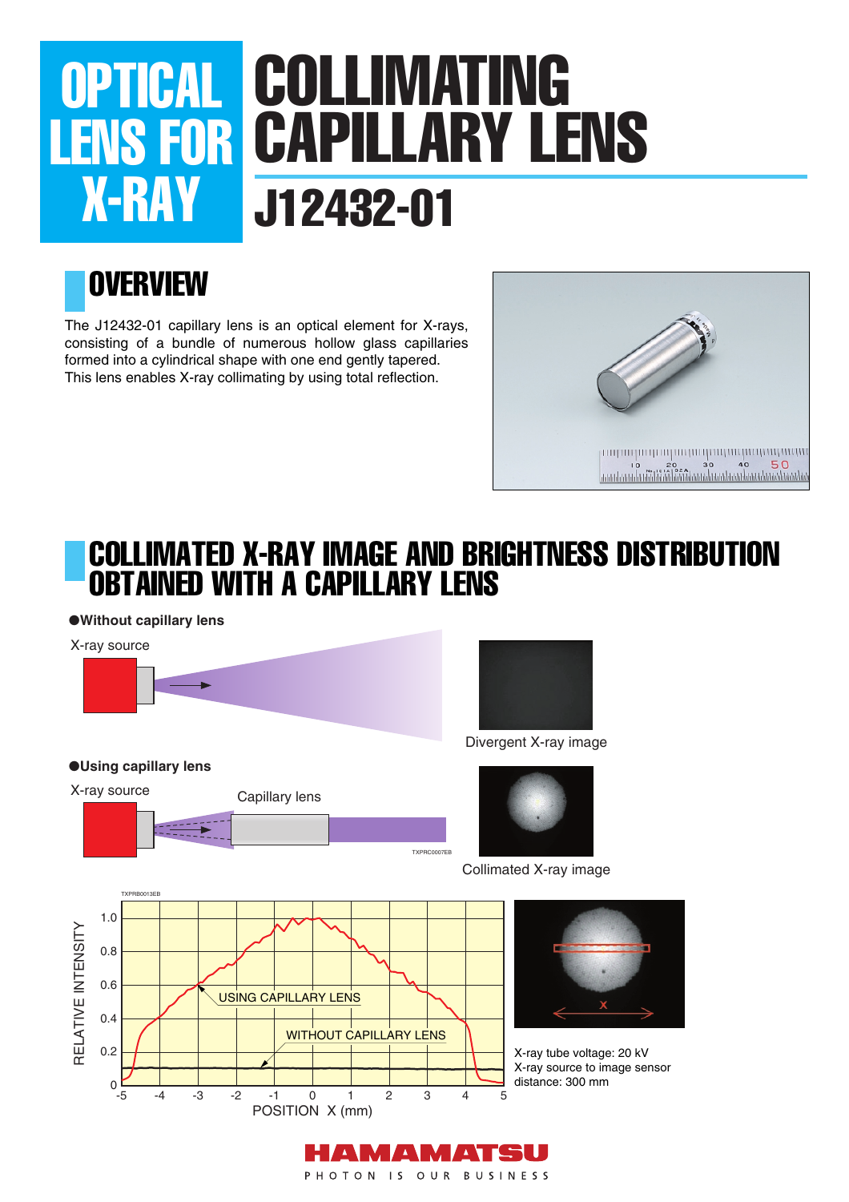# OPTICAL LENS FOR X-RAY

# COLLIMATING CAPILLARY LENS

# J12432-01

## OVERVIEW

The J12432-01 capillary lens is an optical element for X-rays, consisting of a bundle of numerous hollow glass capillaries formed into a cylindrical shape with one end gently tapered. This lens enables X-ray collimating by using total reflection.

## COLLIMATED X-RAY IMAGE AND BRIGHTNESS DISTRIBUTION OBTAINED WITH A CAPILLARY LENS

●Without capillary lens

X-ray source

Divergent X-ray image

●Using capillary lens

X-ray source

Capillary lens

TXPRC0007EB

Collimated X-ray image

TXPRB0013EB

RELATIVE INTENSITY

1.0
0.8
0.6
0.4
0.2
0

USING CAPILLARY LENS

WITHOUT CAPILLARY LENS

-5 -4 -3 -2 -1 0 1 2 3 4 5

POSITION X (mm)

X

X-ray tube voltage: 20 kV
X-ray source to image sensor distance: 300 mm

HAMAMATSU

PHOTON IS OUR BUSINESS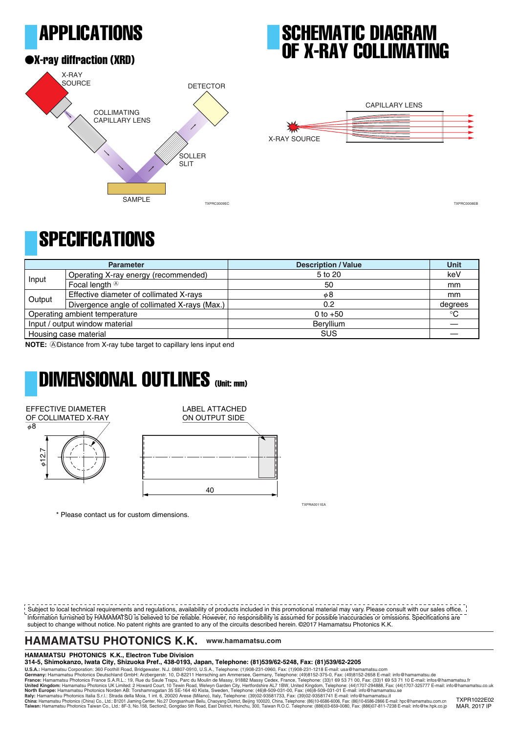# APPLICATIONS

## ●X-ray diffraction (XRD)

X-RAY SOURCE

COLLIMATING CAPILLARY LENS

DETECTOR

SOLLER SLIT

SAMPLE

TXPRC0009EC

# SCHEMATIC DIAGRAM OF X-RAY COLLIMATING

CAPILLARY LENS

X-RAY SOURCE

TXPRC0008EB

# SPECIFICATIONS

| Parameter | | Description / Value | Unit |
|---|---|---|---|
| Input | Operating X-ray energy (recommended) | 5 to 20 | keV |
| | Focal length Ⓐ | 50 | mm |
| Output | Effective diameter of collimated X-rays | ϕ8 | mm |
| | Divergence angle of collimated X-rays (Max.) | 0.2 | degrees |
| Operating ambient temperature | | 0 to +50 | °C |
| Input / output window material | | Beryllium | — |
| Housing case material | | SUS | — |

**NOTE:** ⒶDistance from X-ray tube target to capillary lens input end

# DIMENSIONAL OUTLINES (Unit: mm)

EFFECTIVE DIAMETER OF COLLIMATED X-RAY

ϕ8

ϕ12.7

LABEL ATTACHED ON OUTPUT SIDE

40

TXPRA0011EA

\* Please contact us for custom dimensions.

Subject to local technical requirements and regulations, availability of products included in this promotional material may vary. Please consult with our sales office.
Information furnished by HAMAMATSU is believed to be reliable. However, no responsibility is assumed for possible inaccuracies or omissions. Specifications are subject to change without notice. No patent rights are granted to any of the circuits described herein. ©2017 Hamamatsu Photonics K.K.

## HAMAMATSU PHOTONICS K.K. www.hamamatsu.com

**HAMAMATSU PHOTONICS K.K., Electron Tube Division**
**314-5, Shimokanzo, Iwata City, Shizuoka Pref., 438-0193, Japan, Telephone: (81)539/62-5248, Fax: (81)539/62-2205**

**U.S.A.:** Hamamatsu Corporation: 360 Foothill Road, Bridgewater. N.J. 08807-0910, U.S.A., Telephone: (1)908-231-0960, Fax: (1)908-231-1218 E-mail: usa@hamamatsu.com
**Germany:** Hamamatsu Photonics Deutschland GmbH: Arzbergerstr. 10, D-82211 Herrsching am Ammersee, Germany, Telephone: (49)8152-375-0, Fax: (49)8152-2658 E-mail: info@hamamatsu.de
**France:** Hamamatsu Photonics France S.A.R.L.: 19, Rue du Saule Trapu, Parc du Moulin de Massy, 91882 Massy Cedex, France, Telephone: (33)1 69 53 71 00, Fax: (33)1 69 53 71 10 E-mail: infos@hamamatsu.fr
**United Kingdom:** Hamamatsu Photonics UK Limited: 2 Howard Court, 10 Tewin Road, Welwyn Garden City, Hertfordshire AL7 1BW, United Kingdom, Telephone: (44)1707-294888, Fax: (44)1707-325777 E-mail: info@hamamatsu.co.uk
**North Europe:** Hamamatsu Photonics Norden AB: Torshamnsgatan 35 SE-164 40 Kista, Sweden, Telephone: (46)8-509-031-00, Fax: (46)8-509-031-01 E-mail: info@hamamatsu.se
**Italy:** Hamamatsu Photonics Italia S.r.l.: Strada della Moia, 1 int. 6, 20020 Arese (Milano), Italy, Telephone: (39)02-93581733, Fax: (39)02-93581741 E-mail: info@hamamatsu.it
**China:** Hamamatsu Photonics (China) Co., Ltd.: B1201 Jiaming Center, No.27 Dongsanhuan Beilu, Chaoyang District, Beijing 100020, China, Telephone: (86)10-6586-6006, Fax: (86)10-6586-2866 E-mail: hpc@hamamatsu.com.cn
**Taiwan:** Hamamatsu Photonics Taiwan Co., Ltd.: 8F-3, No.158, Section2, Gongdao 5th Road, East District, Hsinchu, 300, Taiwan R.O.C. Telephone: (886)03-659-0080, Fax: (886)07-811-7238 E-mail: info@tw.hpk.co.jp

TXPR1022E02
MAR. 2017 IP